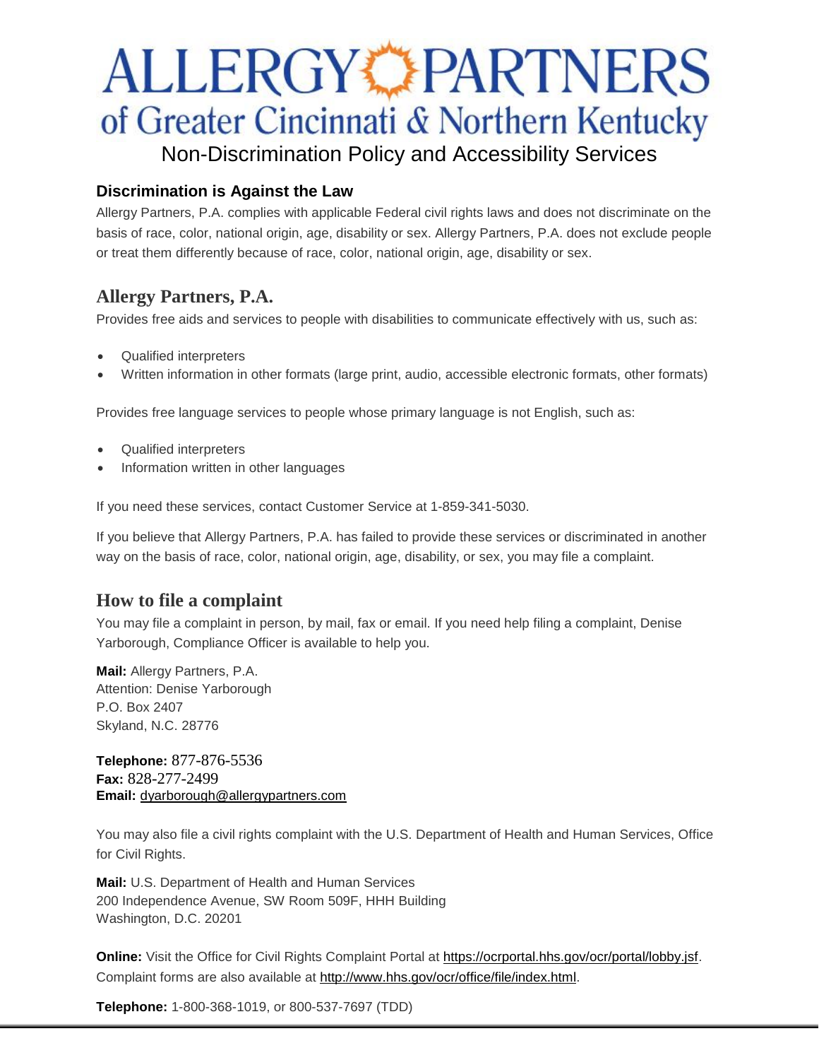# ALLERGY PARTNERS
## of Greater Cincinnati & Northern Kentucky

Non-Discrimination Policy and Accessibility Services

### Discrimination is Against the Law

Allergy Partners, P.A. complies with applicable Federal civil rights laws and does not discriminate on the basis of race, color, national origin, age, disability or sex. Allergy Partners, P.A. does not exclude people or treat them differently because of race, color, national origin, age, disability or sex.

### Allergy Partners, P.A.

Provides free aids and services to people with disabilities to communicate effectively with us, such as:

- Qualified interpreters
- Written information in other formats (large print, audio, accessible electronic formats, other formats)

Provides free language services to people whose primary language is not English, such as:

- Qualified interpreters
- Information written in other languages

If you need these services, contact Customer Service at 1-859-341-5030.

If you believe that Allergy Partners, P.A. has failed to provide these services or discriminated in another way on the basis of race, color, national origin, age, disability, or sex, you may file a complaint.

### How to file a complaint

You may file a complaint in person, by mail, fax or email. If you need help filing a complaint, Denise Yarborough, Compliance Officer is available to help you.

**Mail:** Allergy Partners, P.A.
Attention: Denise Yarborough
P.O. Box 2407
Skyland, N.C. 28776

**Telephone:** 877-876-5536
**Fax:** 828-277-2499
**Email:** dyarborough@allergypartners.com

You may also file a civil rights complaint with the U.S. Department of Health and Human Services, Office for Civil Rights.

**Mail:** U.S. Department of Health and Human Services
200 Independence Avenue, SW Room 509F, HHH Building
Washington, D.C. 20201

**Online:** Visit the Office for Civil Rights Complaint Portal at https://ocrportal.hhs.gov/ocr/portal/lobby.jsf. Complaint forms are also available at http://www.hhs.gov/ocr/office/file/index.html.

**Telephone:** 1-800-368-1019, or 800-537-7697 (TDD)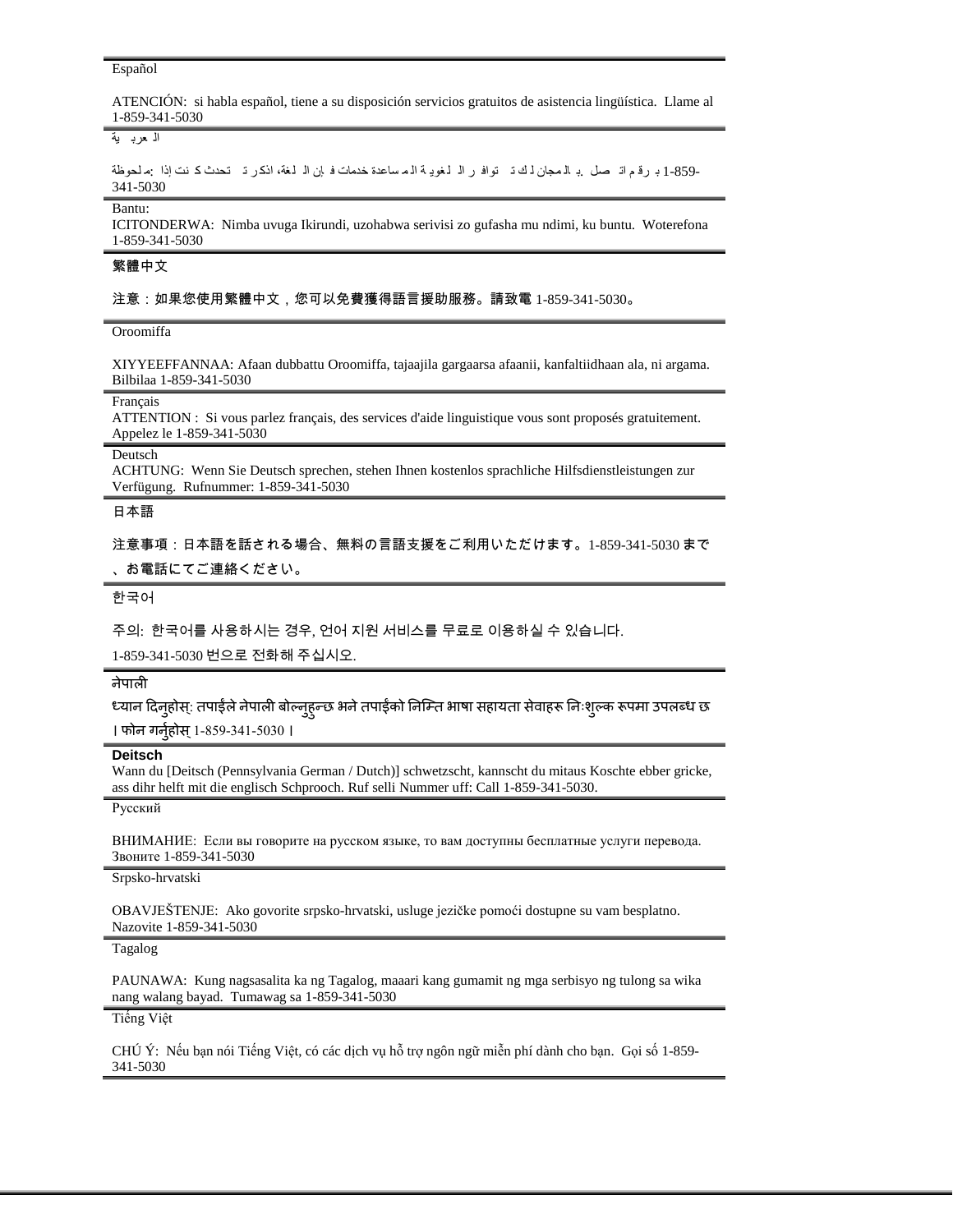Español

ATENCIÓN: si habla español, tiene a su disposición servicios gratuitos de asistencia lingüística. Llame al 1-859-341-5030

العربية

ملحوظة: إذا كنت تتحدث اذكر اللغة، فإن خدمات المساعدة اللغوية تتوافر لك بالمجان. اتصل برقم 1-859-341-5030

Bantu:

ICITONDERWA: Nimba uvuga Ikirundi, uzohabwa serivisi zo gufasha mu ndimi, ku buntu. Woterefona 1-859-341-5030

繁體中文

注意：如果您使用繁體中文，您可以免費獲得語言援助服務。請致電 1-859-341-5030。

Oroomiffa

XIYYEEFFANNAA: Afaan dubbattu Oroomiffa, tajaajila gargaarsa afaanii, kanfaltiidhaan ala, ni argama. Bilbilaa 1-859-341-5030

Français

ATTENTION : Si vous parlez français, des services d'aide linguistique vous sont proposés gratuitement. Appelez le 1-859-341-5030

Deutsch

ACHTUNG: Wenn Sie Deutsch sprechen, stehen Ihnen kostenlos sprachliche Hilfsdienstleistungen zur Verfügung. Rufnummer: 1-859-341-5030

日本語

注意事項：日本語を話される場合、無料の言語支援をご利用いただけます。1-859-341-5030 まで、お電話にてご連絡ください。

한국어

주의: 한국어를 사용하시는 경우, 언어 지원 서비스를 무료로 이용하실 수 있습니다. 1-859-341-5030 번으로 전화해 주십시오.

नेपाली

ध्यान दिनुहोस्: तपाईंले नेपाली बोल्नुहुन्छ भने तपाईंको निम्ति भाषा सहायता सेवाहरू निःशुल्क रूपमा उपलब्ध छ । फोन गर्नुहोस् 1-859-341-5030 ।

**Deitsch**

Wann du [Deitsch (Pennsylvania German / Dutch)] schwetzscht, kannscht du mitaus Koschte ebber gricke, ass dihr helft mit die englisch Schprooch. Ruf selli Nummer uff: Call 1-859-341-5030.

Русский

ВНИМАНИЕ: Если вы говорите на русском языке, то вам доступны бесплатные услуги перевода. Звоните 1-859-341-5030

Srpsko-hrvatski

OBAVJEŠTENJE: Ako govorite srpsko-hrvatski, usluge jezičke pomoći dostupne su vam besplatno. Nazovite 1-859-341-5030

Tagalog

PAUNAWA: Kung nagsasalita ka ng Tagalog, maaari kang gumamit ng mga serbisyo ng tulong sa wika nang walang bayad. Tumawag sa 1-859-341-5030

Tiếng Việt

CHÚ Ý: Nếu bạn nói Tiếng Việt, có các dịch vụ hỗ trợ ngôn ngữ miễn phí dành cho bạn. Gọi số 1-859-341-5030